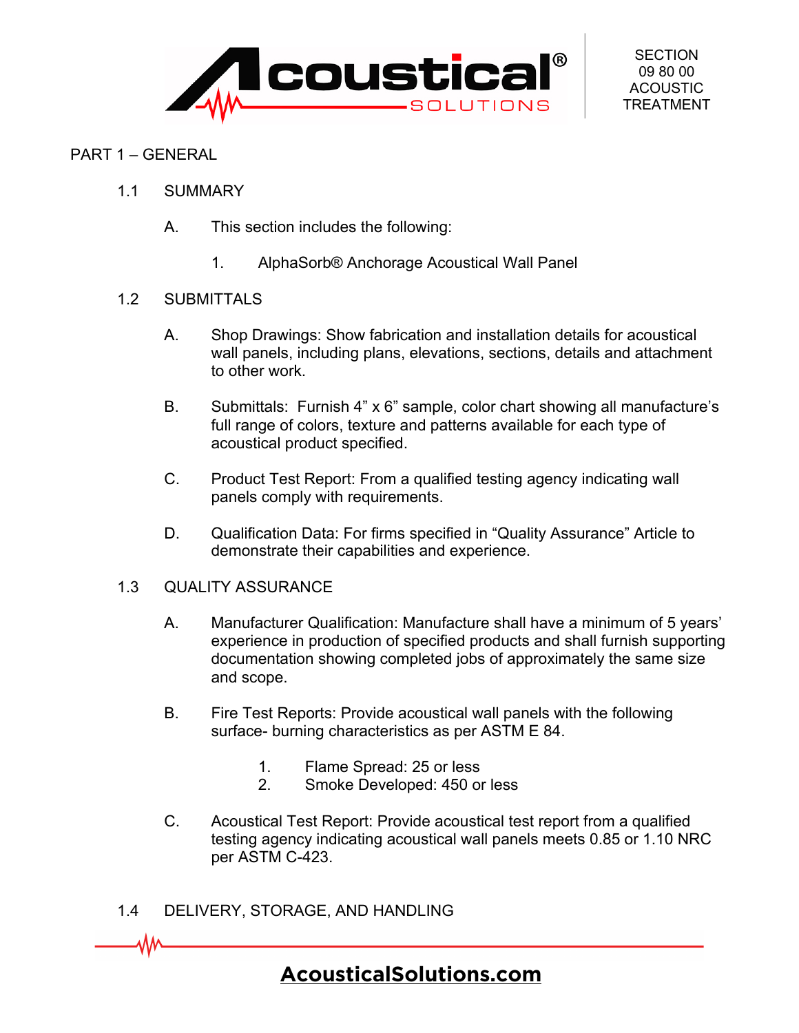SECTION 09 80 00 ACOUSTIC TREATMENT

# PART 1 – GENERAL

## 1.1 SUMMARY

A. This section includes the following:

1. AlphaSorb® Anchorage Acoustical Wall Panel

## 1.2 SUBMITTALS

A. Shop Drawings: Show fabrication and installation details for acoustical wall panels, including plans, elevations, sections, details and attachment to other work.

B. Submittals: Furnish 4" x 6" sample, color chart showing all manufacture's full range of colors, texture and patterns available for each type of acoustical product specified.

C. Product Test Report: From a qualified testing agency indicating wall panels comply with requirements.

D. Qualification Data: For firms specified in "Quality Assurance" Article to demonstrate their capabilities and experience.

## 1.3 QUALITY ASSURANCE

A. Manufacturer Qualification: Manufacture shall have a minimum of 5 years' experience in production of specified products and shall furnish supporting documentation showing completed jobs of approximately the same size and scope.

B. Fire Test Reports: Provide acoustical wall panels with the following surface- burning characteristics as per ASTM E 84.

1. Flame Spread: 25 or less
2. Smoke Developed: 450 or less

C. Acoustical Test Report: Provide acoustical test report from a qualified testing agency indicating acoustical wall panels meets 0.85 or 1.10 NRC per ASTM C-423.

## 1.4 DELIVERY, STORAGE, AND HANDLING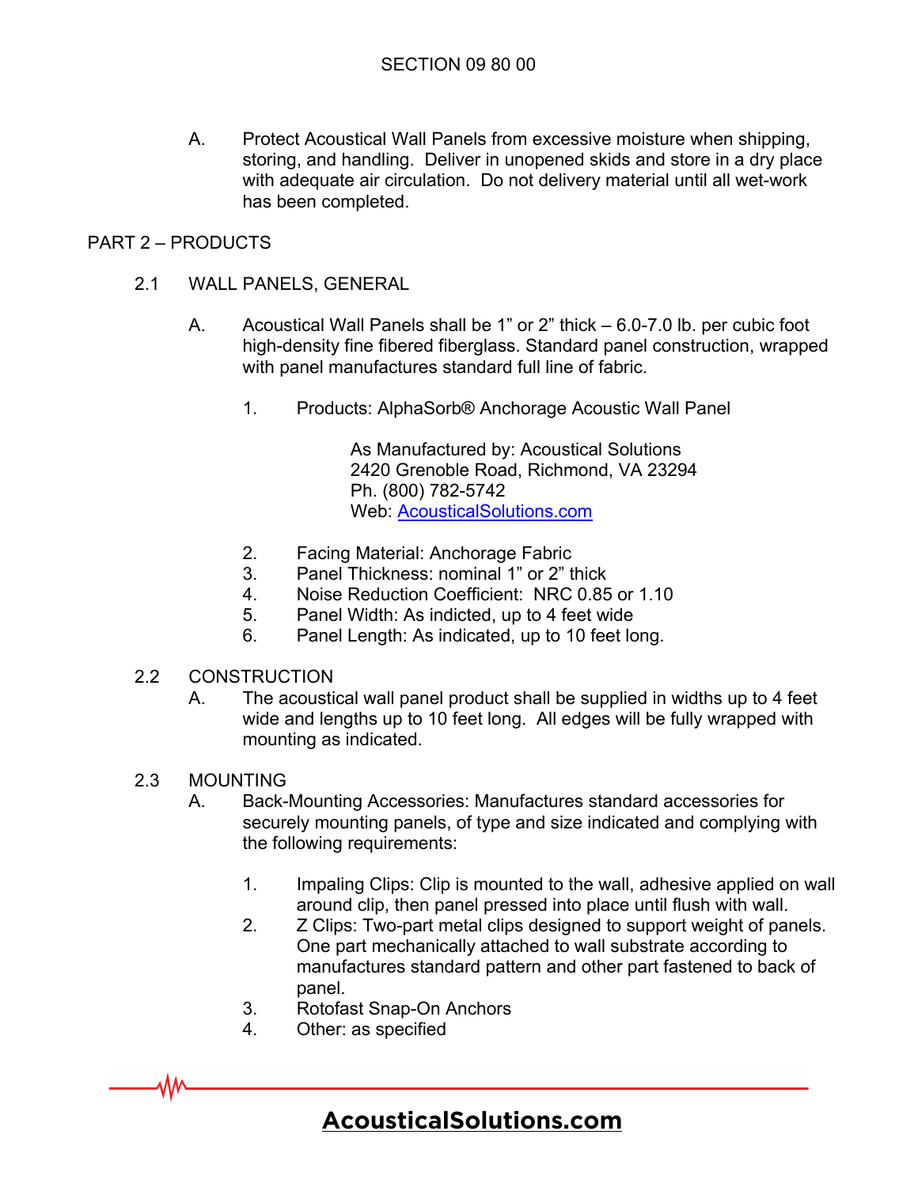A. Protect Acoustical Wall Panels from excessive moisture when shipping, storing, and handling. Deliver in unopened skids and store in a dry place with adequate air circulation. Do not delivery material until all wet-work has been completed.

## PART 2 – PRODUCTS

### 2.1 WALL PANELS, GENERAL

A. Acoustical Wall Panels shall be 1" or 2" thick – 6.0-7.0 lb. per cubic foot high-density fine fibered fiberglass. Standard panel construction, wrapped with panel manufactures standard full line of fabric.

1. Products: AlphaSorb® Anchorage Acoustic Wall Panel

   As Manufactured by: Acoustical Solutions
   2420 Grenoble Road, Richmond, VA 23294
   Ph. (800) 782-5742
   Web: AcousticalSolutions.com

2. Facing Material: Anchorage Fabric
3. Panel Thickness: nominal 1" or 2" thick
4. Noise Reduction Coefficient: NRC 0.85 or 1.10
5. Panel Width: As indicted, up to 4 feet wide
6. Panel Length: As indicated, up to 10 feet long.

### 2.2 CONSTRUCTION

A. The acoustical wall panel product shall be supplied in widths up to 4 feet wide and lengths up to 10 feet long. All edges will be fully wrapped with mounting as indicated.

### 2.3 MOUNTING

A. Back-Mounting Accessories: Manufactures standard accessories for securely mounting panels, of type and size indicated and complying with the following requirements:

1. Impaling Clips: Clip is mounted to the wall, adhesive applied on wall around clip, then panel pressed into place until flush with wall.
2. Z Clips: Two-part metal clips designed to support weight of panels. One part mechanically attached to wall substrate according to manufactures standard pattern and other part fastened to back of panel.
3. Rotofast Snap-On Anchors
4. Other: as specified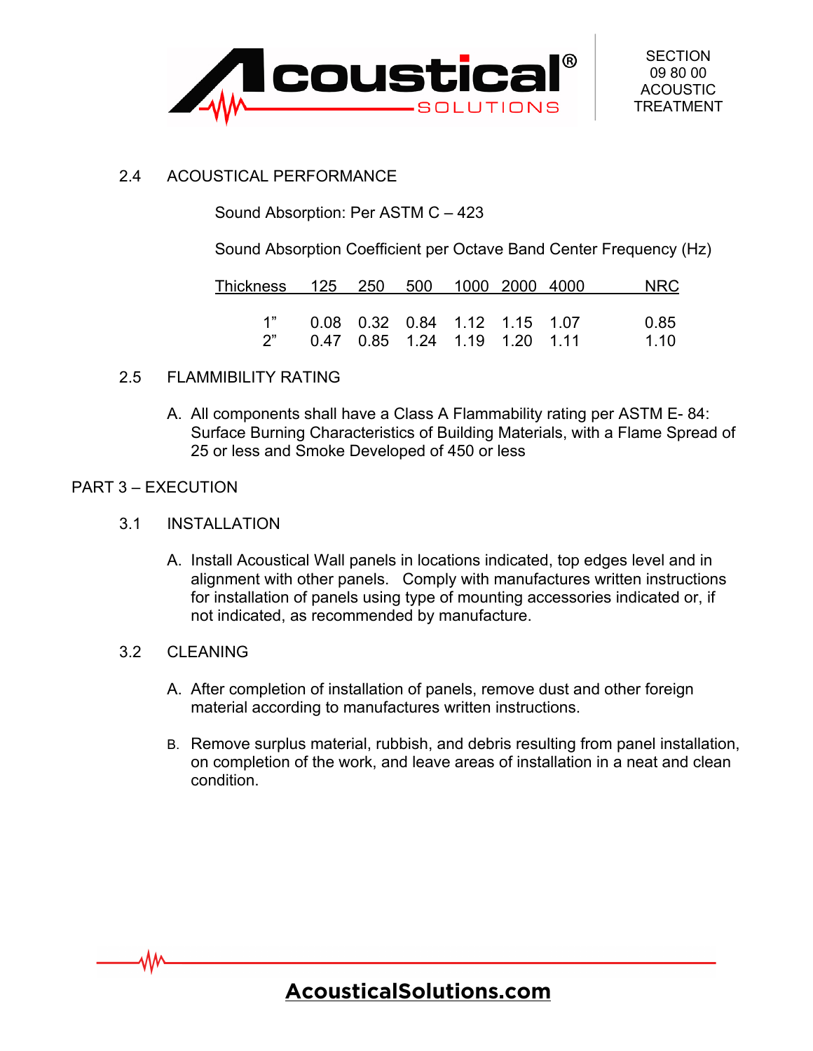## 2.4 ACOUSTICAL PERFORMANCE

Sound Absorption: Per ASTM C – 423

Sound Absorption Coefficient per Octave Band Center Frequency (Hz)

| Thickness | 125 | 250 | 500 | 1000 | 2000 | 4000 | NRC |
|---|---|---|---|---|---|---|---|
| 1” | 0.08 | 0.32 | 0.84 | 1.12 | 1.15 | 1.07 | 0.85 |
| 2” | 0.47 | 0.85 | 1.24 | 1.19 | 1.20 | 1.11 | 1.10 |

## 2.5 FLAMMIBILITY RATING

A. All components shall have a Class A Flammability rating per ASTM E- 84: Surface Burning Characteristics of Building Materials, with a Flame Spread of 25 or less and Smoke Developed of 450 or less

# PART 3 – EXECUTION

## 3.1 INSTALLATION

A. Install Acoustical Wall panels in locations indicated, top edges level and in alignment with other panels. Comply with manufactures written instructions for installation of panels using type of mounting accessories indicated or, if not indicated, as recommended by manufacture.

## 3.2 CLEANING

A. After completion of installation of panels, remove dust and other foreign material according to manufactures written instructions.

B. Remove surplus material, rubbish, and debris resulting from panel installation, on completion of the work, and leave areas of installation in a neat and clean condition.